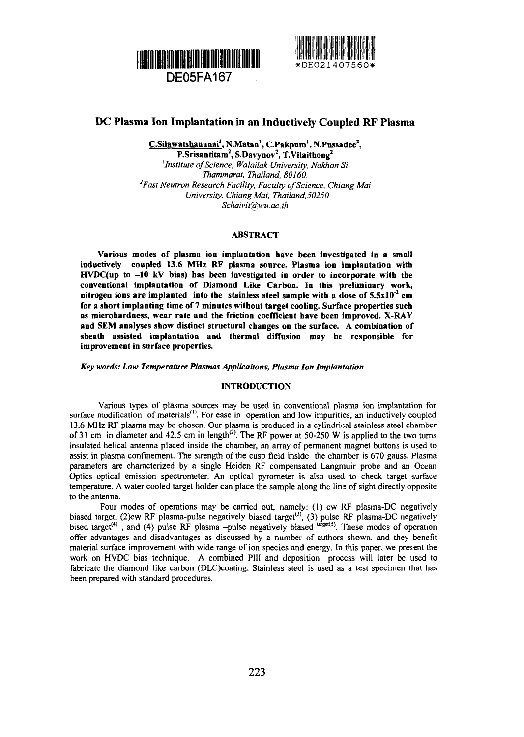DE05FA167

*DE021407560*

# DC Plasma Ion Implantation in an Inductively Coupled RF Plasma

**C.Silawatshananai[1], N.Matan[1], C.Pakpum[1], N.Pussadee[2], P.Srisantitam[2], S.Davynov[2], T.Vilaithong[2]**

[1]*Institute of Science, Walailak University, Nakhon Si Thammarat, Thailand, 80160.*

[2]*Fast Neutron Research Facility, Faculty of Science, Chiang Mai University, Chiang Mai, Thailand,50250.*

*Schaivit@wu.ac.th*

## ABSTRACT

**Various modes of plasma ion implantation have been investigated in a small inductively coupled 13.6 MHz RF plasma source. Plasma ion implantation with HVDC(up to –10 kV bias) has been investigated in order to incorporate with the conventional implantation of Diamond Like Carbon. In this preliminary work, nitrogen ions are implanted into the stainless steel sample with a dose of $5.5x10^{-2}$ cm for a short implanting time of 7 minutes without target cooling. Surface properties such as microhardness, wear rate and the friction coefficient have been improved. X-RAY and SEM analyses show distinct structural changes on the surface. A combination of sheath assisted implantation and thermal diffusion may be responsible for improvement in surface properties.**

***Key words: Low Temperature Plasmas Applicaitons, Plasma Ion Implantation***

## INTRODUCTION

Various types of plasma sources may be used in conventional plasma ion implantation for surface modification of materials[(1)]. For ease in operation and low impurities, an inductively coupled 13.6 MHz RF plasma may be chosen. Our plasma is produced in a cylindrical stainless steel chamber of 31 cm in diameter and 42.5 cm in length[(2)]. The RF power at 50-250 W is applied to the two turns insulated helical antenna placed inside the chamber, an array of permanent magnet buttons is used to assist in plasma confinement. The strength of the cusp field inside the chamber is 670 gauss. Plasma parameters are characterized by a single Heiden RF compensated Langmuir probe and an Ocean Optics optical emission spectrometer. An optical pyrometer is also used to check target surface temperature. A water cooled target holder can place the sample along the line of sight directly opposite to the antenna.

Four modes of operations may be carried out, namely: (1) cw RF plasma-DC negatively biased target, (2)cw RF plasma-pulse negatively biased target[(3)], (3) pulse RF plasma-DC negatively bised target[(4)], and (4) pulse RF plasma –pulse negatively biased target[(5)]. These modes of operation offer advantages and disadvantages as discussed by a number of authors shown, and they benefit material surface improvement with wide range of ion species and energy. In this paper, we present the work on HVDC bias technique. A combined PIII and deposition process will later be used to fabricate the diamond like carbon (DLC)coating. Stainless steel is used as a test specimen that has been prepared with standard procedures.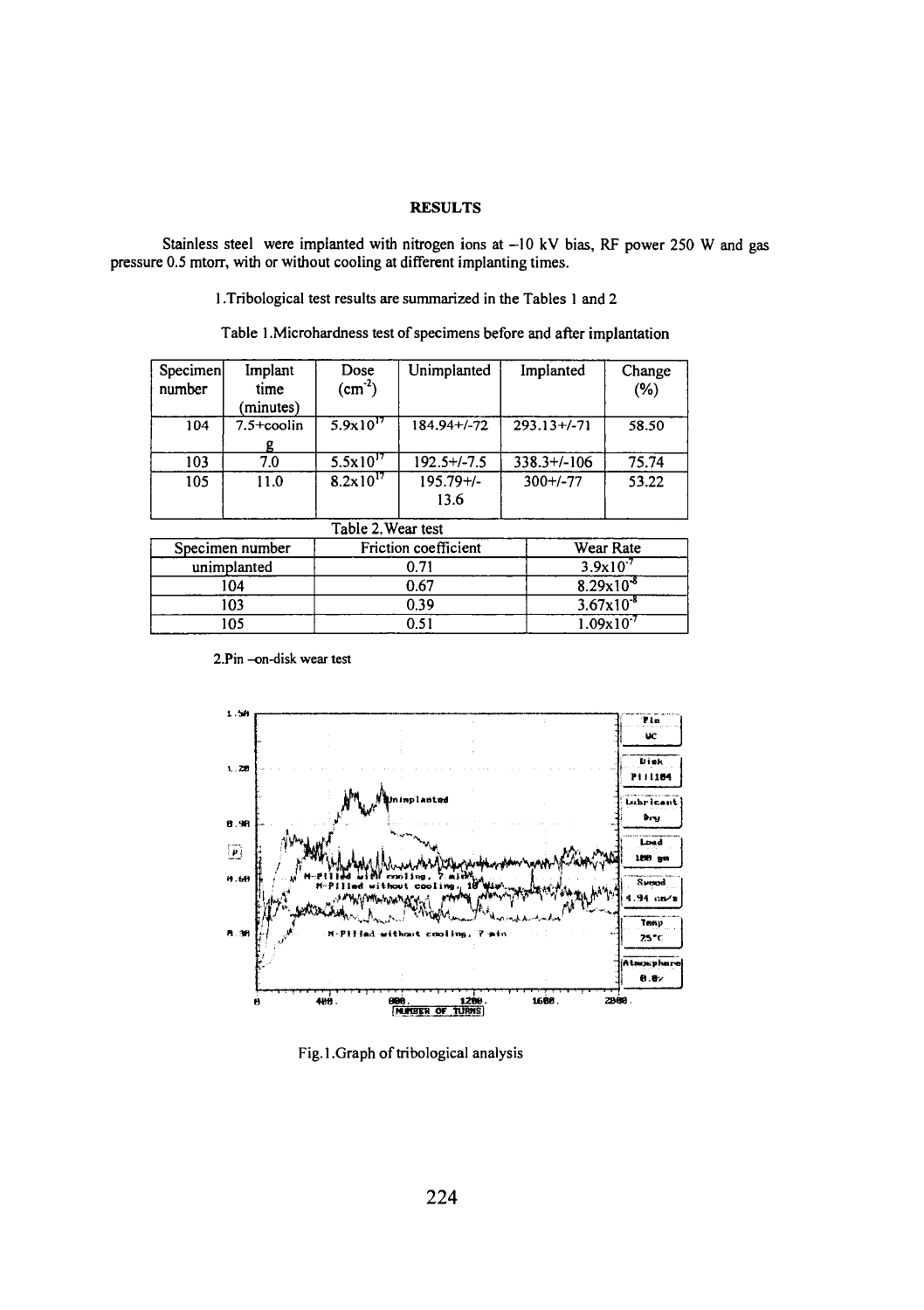## RESULTS

Stainless steel were implanted with nitrogen ions at –10 kV bias, RF power 250 W and gas pressure 0.5 mtorr, with or without cooling at different implanting times.

1.Tribological test results are summarized in the Tables 1 and 2

Table 1.Microhardness test of specimens before and after implantation

| Specimen number | Implant time (minutes) | Dose ($cm^{-2}$) | Unimplanted | Implanted | Change (%) |
|---|---|---|---|---|---|
| 104 | 7.5+cooling | $5.9 \times 10^{17}$ | 184.94+/-72 | 293.13+/-71 | 58.50 |
| 103 | 7.0 | $5.5 \times 10^{17}$ | 192.5+/-7.5 | 338.3+/-106 | 75.74 |
| 105 | 11.0 | $8.2 \times 10^{17}$ | 195.79+/- 13.6 | 300+/-77 | 53.22 |

Table 2.Wear test

| Specimen number | Friction coefficient | Wear Rate |
|---|---|---|
| unimplanted | 0.71 | $3.9 \times 10^{-7}$ |
| 104 | 0.67 | $8.29 \times 10^{-8}$ |
| 103 | 0.39 | $3.67 \times 10^{-8}$ |
| 105 | 0.51 | $1.09 \times 10^{-7}$ |

2.Pin –on-disk wear test

Fig.1.Graph of tribological analysis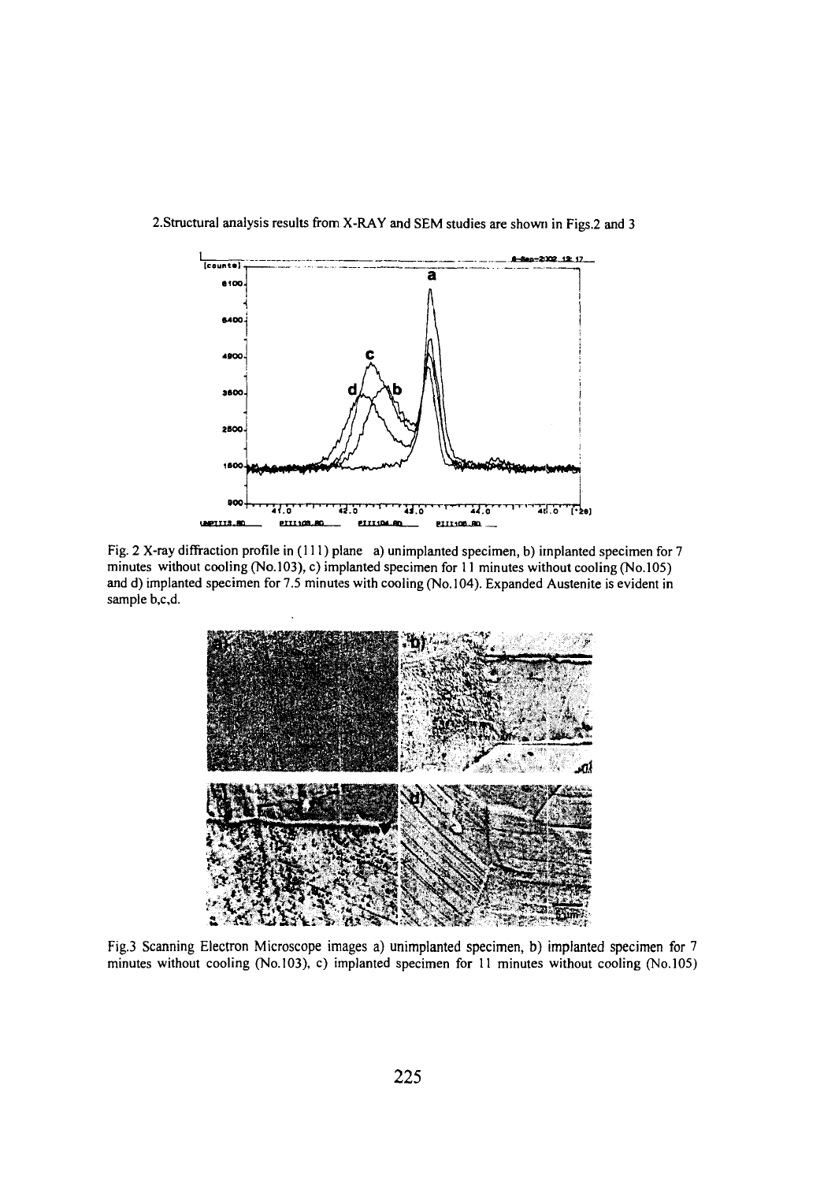2.Structural analysis results from X-RAY and SEM studies are shown in Figs.2 and 3

Fig. 2 X-ray diffraction profile in (111) plane a) unimplanted specimen, b) implanted specimen for 7 minutes without cooling (No.103), c) implanted specimen for 11 minutes without cooling (No.105) and d) implanted specimen for 7.5 minutes with cooling (No.104). Expanded Austenite is evident in sample b,c,d.

Fig.3 Scanning Electron Microscope images a) unimplanted specimen, b) implanted specimen for 7 minutes without cooling (No.103), c) implanted specimen for 11 minutes without cooling (No.105)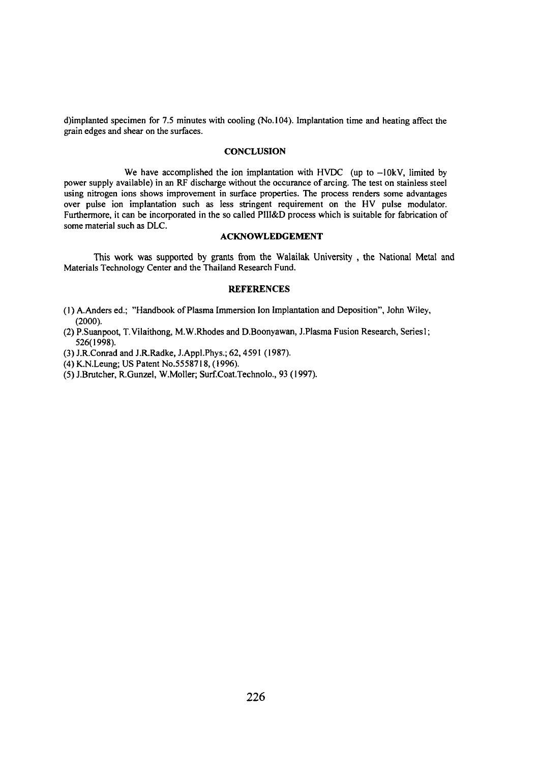d)implanted specimen for 7.5 minutes with cooling (No.104). Implantation time and heating affect the grain edges and shear on the surfaces.

## CONCLUSION

We have accomplished the ion implantation with HVDC (up to −10kV, limited by power supply available) in an RF discharge without the occurance of arcing. The test on stainless steel using nitrogen ions shows improvement in surface properties. The process renders some advantages over pulse ion implantation such as less stringent requirement on the HV pulse modulator. Furthermore, it can be incorporated in the so called PIII&D process which is suitable for fabrication of some material such as DLC.

## ACKNOWLEDGEMENT

This work was supported by grants from the Walailak University , the National Metal and Materials Technology Center and the Thailand Research Fund.

## REFERENCES

(1) A.Anders ed.; "Handbook of Plasma Immersion Ion Implantation and Deposition", John Wiley, (2000).

(2) P.Suanpoot, T.Vilaithong, M.W.Rhodes and D.Boonyawan, J.Plasma Fusion Research, Series1; 526(1998).

(3) J.R.Conrad and J.R.Radke, J.Appl.Phys.; 62, 4591 (1987).

(4) K.N.Leung; US Patent No.5558718, (1996).

(5) J.Brutcher, R.Gunzel, W.Moller; Surf.Coat.Technolo., 93 (1997).